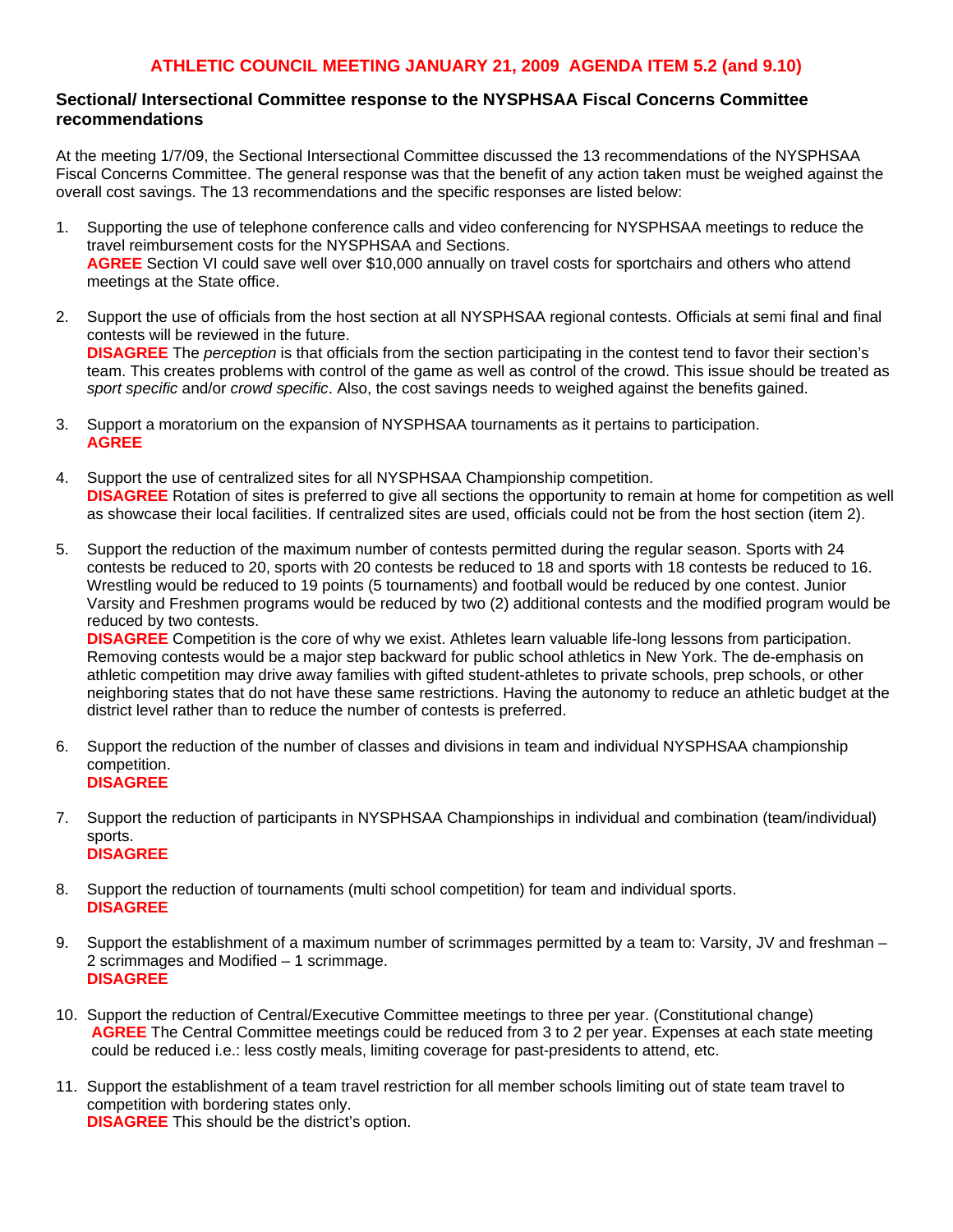# ATHLETIC COUNCIL MEETING JANUARY 21, 2009 AGENDA ITEM 5.2 (and 9.10)

## Sectional/ Intersectional Committee response to the NYSPHSAA Fiscal Concerns Committee recommendations

At the meeting 1/7/09, the Sectional Intersectional Committee discussed the 13 recommendations of the NYSPHSAA Fiscal Concerns Committee. The general response was that the benefit of any action taken must be weighed against the overall cost savings. The 13 recommendations and the specific responses are listed below:

1. Supporting the use of telephone conference calls and video conferencing for NYSPHSAA meetings to reduce the travel reimbursement costs for the NYSPHSAA and Sections.
   **AGREE** Section VI could save well over $10,000 annually on travel costs for sportchairs and others who attend meetings at the State office.

2. Support the use of officials from the host section at all NYSPHSAA regional contests. Officials at semi final and final contests will be reviewed in the future.
   **DISAGREE** The *perception* is that officials from the section participating in the contest tend to favor their section's team. This creates problems with control of the game as well as control of the crowd. This issue should be treated as *sport specific* and/or *crowd specific*. Also, the cost savings needs to weighed against the benefits gained.

3. Support a moratorium on the expansion of NYSPHSAA tournaments as it pertains to participation.
   **AGREE**

4. Support the use of centralized sites for all NYSPHSAA Championship competition.
   **DISAGREE** Rotation of sites is preferred to give all sections the opportunity to remain at home for competition as well as showcase their local facilities. If centralized sites are used, officials could not be from the host section (item 2).

5. Support the reduction of the maximum number of contests permitted during the regular season. Sports with 24 contests be reduced to 20, sports with 20 contests be reduced to 18 and sports with 18 contests be reduced to 16. Wrestling would be reduced to 19 points (5 tournaments) and football would be reduced by one contest. Junior Varsity and Freshmen programs would be reduced by two (2) additional contests and the modified program would be reduced by two contests.
   **DISAGREE** Competition is the core of why we exist. Athletes learn valuable life-long lessons from participation. Removing contests would be a major step backward for public school athletics in New York. The de-emphasis on athletic competition may drive away families with gifted student-athletes to private schools, prep schools, or other neighboring states that do not have these same restrictions. Having the autonomy to reduce an athletic budget at the district level rather than to reduce the number of contests is preferred.

6. Support the reduction of the number of classes and divisions in team and individual NYSPHSAA championship competition.
   **DISAGREE**

7. Support the reduction of participants in NYSPHSAA Championships in individual and combination (team/individual) sports.
   **DISAGREE**

8. Support the reduction of tournaments (multi school competition) for team and individual sports.
   **DISAGREE**

9. Support the establishment of a maximum number of scrimmages permitted by a team to: Varsity, JV and freshman – 2 scrimmages and Modified – 1 scrimmage.
   **DISAGREE**

10. Support the reduction of Central/Executive Committee meetings to three per year. (Constitutional change)
    **AGREE** The Central Committee meetings could be reduced from 3 to 2 per year. Expenses at each state meeting could be reduced i.e.: less costly meals, limiting coverage for past-presidents to attend, etc.

11. Support the establishment of a team travel restriction for all member schools limiting out of state team travel to competition with bordering states only.
    **DISAGREE** This should be the district's option.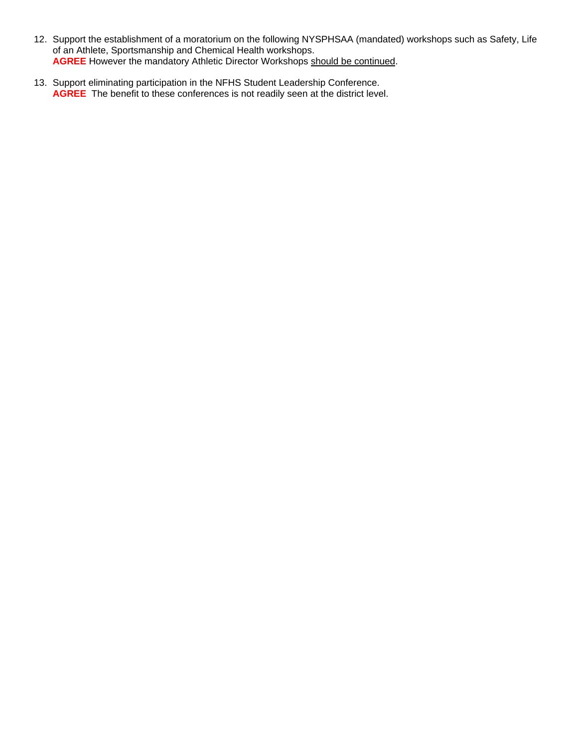12. Support the establishment of a moratorium on the following NYSPHSAA (mandated) workshops such as Safety, Life of an Athlete, Sportsmanship and Chemical Health workshops.
    **AGREE** However the mandatory Athletic Director Workshops <u>should be continued</u>.

13. Support eliminating participation in the NFHS Student Leadership Conference.
    **AGREE** The benefit to these conferences is not readily seen at the district level.